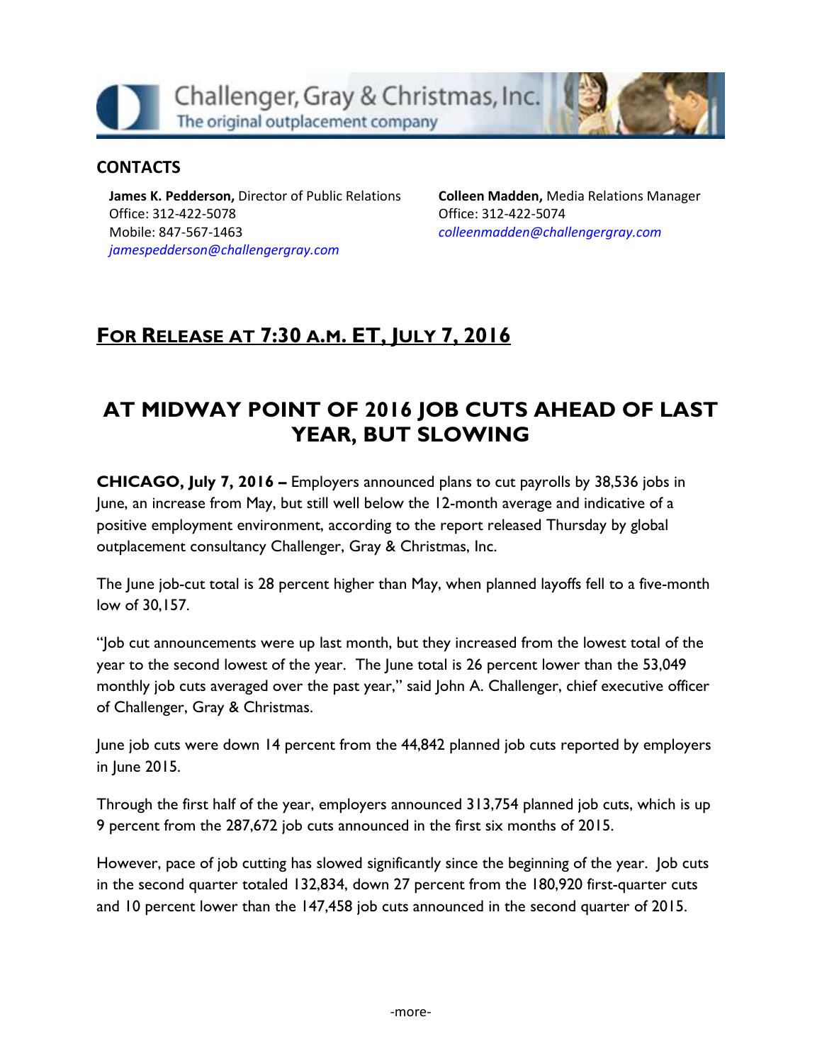Challenger, Gray & Christmas, Inc.
The original outplacement company

## CONTACTS

**James K. Pedderson,** Director of Public Relations
Office: 312-422-5078
Mobile: 847-567-1463
*jamespedderson@challengergray.com*

**Colleen Madden,** Media Relations Manager
Office: 312-422-5074
*colleenmadden@challengergray.com*

## FOR RELEASE AT 7:30 A.M. ET, JULY 7, 2016

# AT MIDWAY POINT OF 2016 JOB CUTS AHEAD OF LAST YEAR, BUT SLOWING

**CHICAGO, July 7, 2016 –** Employers announced plans to cut payrolls by 38,536 jobs in June, an increase from May, but still well below the 12-month average and indicative of a positive employment environment, according to the report released Thursday by global outplacement consultancy Challenger, Gray & Christmas, Inc.

The June job-cut total is 28 percent higher than May, when planned layoffs fell to a five-month low of 30,157.

"Job cut announcements were up last month, but they increased from the lowest total of the year to the second lowest of the year. The June total is 26 percent lower than the 53,049 monthly job cuts averaged over the past year," said John A. Challenger, chief executive officer of Challenger, Gray & Christmas.

June job cuts were down 14 percent from the 44,842 planned job cuts reported by employers in June 2015.

Through the first half of the year, employers announced 313,754 planned job cuts, which is up 9 percent from the 287,672 job cuts announced in the first six months of 2015.

However, pace of job cutting has slowed significantly since the beginning of the year. Job cuts in the second quarter totaled 132,834, down 27 percent from the 180,920 first-quarter cuts and 10 percent lower than the 147,458 job cuts announced in the second quarter of 2015.

-more-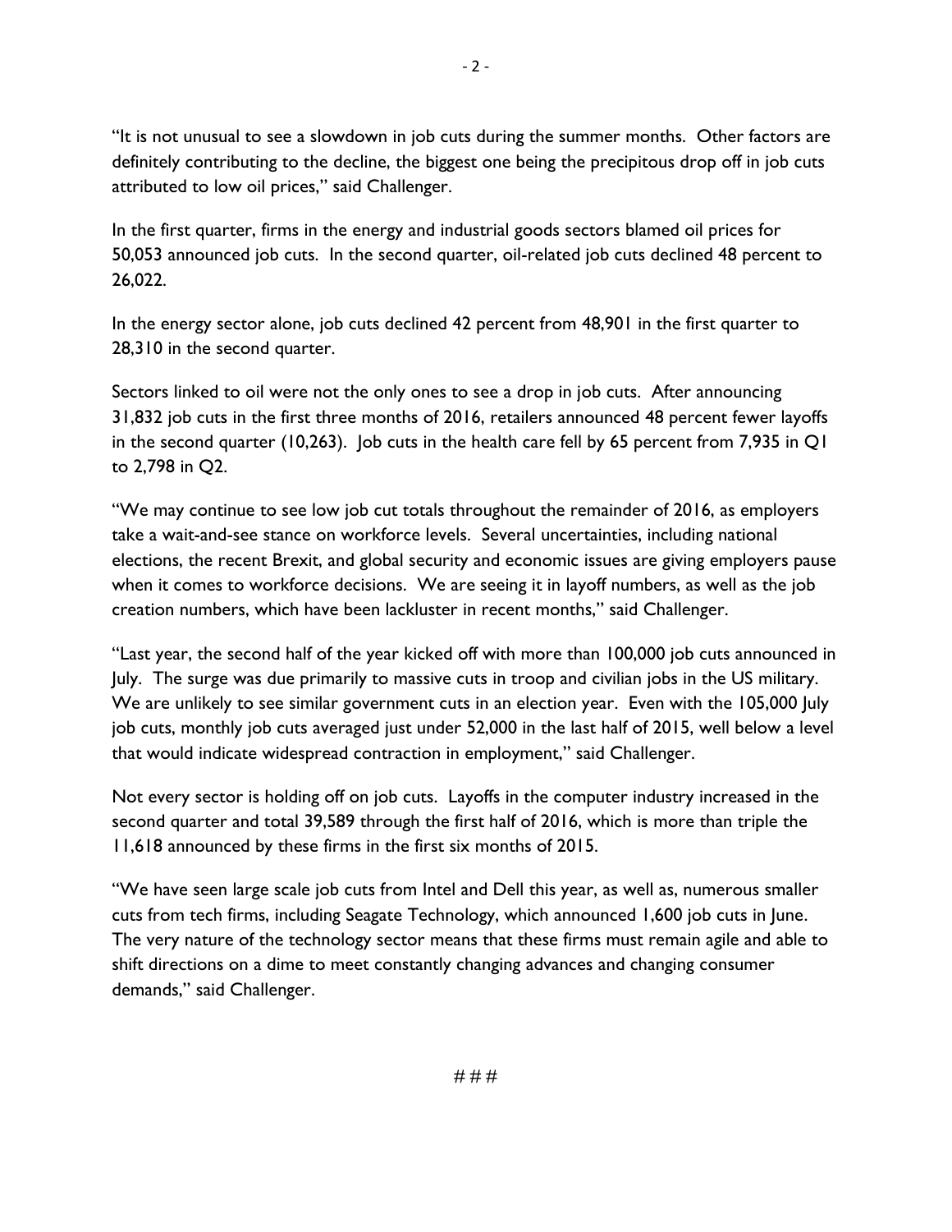"It is not unusual to see a slowdown in job cuts during the summer months. Other factors are definitely contributing to the decline, the biggest one being the precipitous drop off in job cuts attributed to low oil prices," said Challenger.

In the first quarter, firms in the energy and industrial goods sectors blamed oil prices for 50,053 announced job cuts. In the second quarter, oil-related job cuts declined 48 percent to 26,022.

In the energy sector alone, job cuts declined 42 percent from 48,901 in the first quarter to 28,310 in the second quarter.

Sectors linked to oil were not the only ones to see a drop in job cuts. After announcing 31,832 job cuts in the first three months of 2016, retailers announced 48 percent fewer layoffs in the second quarter (10,263). Job cuts in the health care fell by 65 percent from 7,935 in Q1 to 2,798 in Q2.

"We may continue to see low job cut totals throughout the remainder of 2016, as employers take a wait-and-see stance on workforce levels. Several uncertainties, including national elections, the recent Brexit, and global security and economic issues are giving employers pause when it comes to workforce decisions. We are seeing it in layoff numbers, as well as the job creation numbers, which have been lackluster in recent months," said Challenger.

"Last year, the second half of the year kicked off with more than 100,000 job cuts announced in July. The surge was due primarily to massive cuts in troop and civilian jobs in the US military. We are unlikely to see similar government cuts in an election year. Even with the 105,000 July job cuts, monthly job cuts averaged just under 52,000 in the last half of 2015, well below a level that would indicate widespread contraction in employment," said Challenger.

Not every sector is holding off on job cuts. Layoffs in the computer industry increased in the second quarter and total 39,589 through the first half of 2016, which is more than triple the 11,618 announced by these firms in the first six months of 2015.

"We have seen large scale job cuts from Intel and Dell this year, as well as, numerous smaller cuts from tech firms, including Seagate Technology, which announced 1,600 job cuts in June. The very nature of the technology sector means that these firms must remain agile and able to shift directions on a dime to meet constantly changing advances and changing consumer demands," said Challenger.

# # #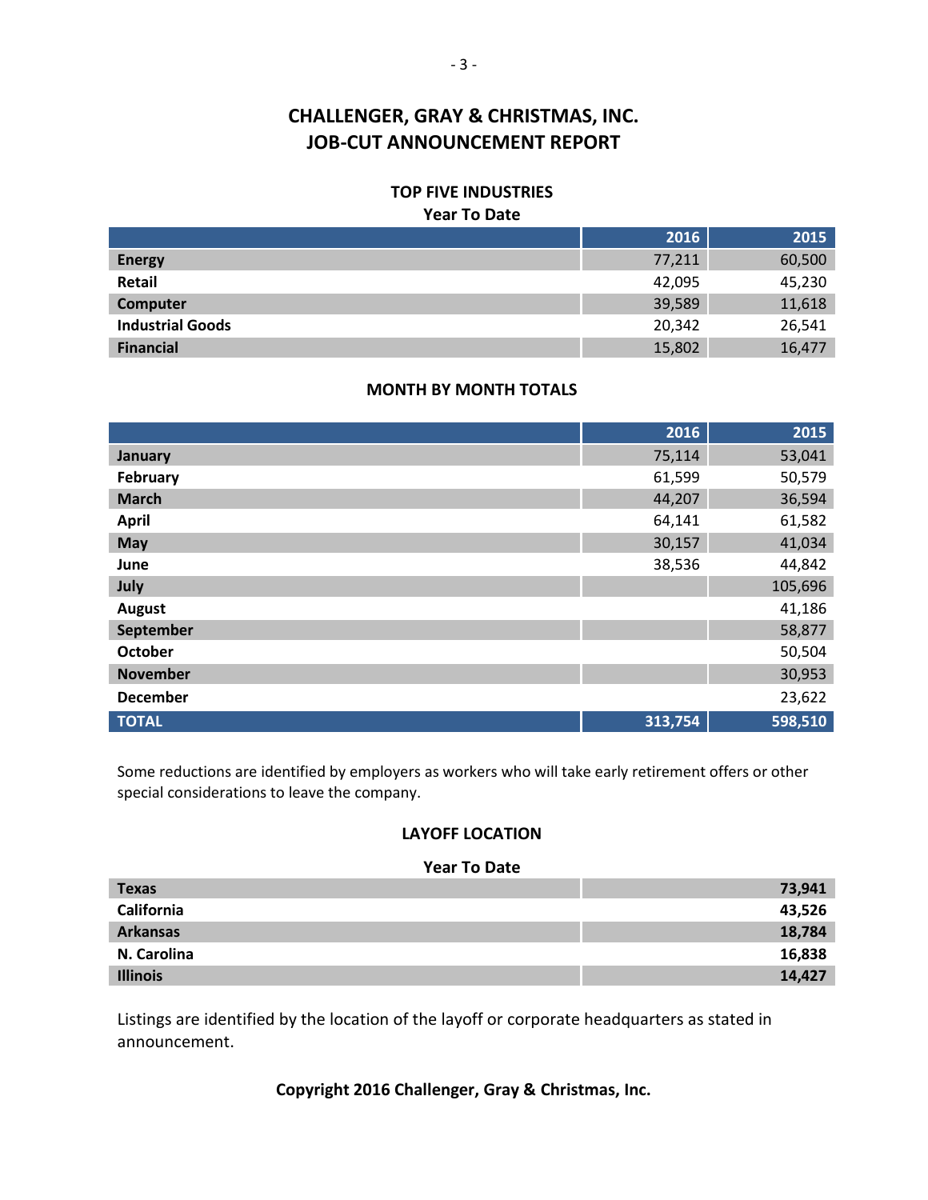# CHALLENGER, GRAY & CHRISTMAS, INC.
# JOB-CUT ANNOUNCEMENT REPORT

## TOP FIVE INDUSTRIES

**Year To Date**

| | 2016 | 2015 |
|---|---|---|
| **Energy** | 77,211 | 60,500 |
| **Retail** | 42,095 | 45,230 |
| **Computer** | 39,589 | 11,618 |
| **Industrial Goods** | 20,342 | 26,541 |
| **Financial** | 15,802 | 16,477 |

## MONTH BY MONTH TOTALS

| | 2016 | 2015 |
|---|---|---|
| **January** | 75,114 | 53,041 |
| **February** | 61,599 | 50,579 |
| **March** | 44,207 | 36,594 |
| **April** | 64,141 | 61,582 |
| **May** | 30,157 | 41,034 |
| **June** | 38,536 | 44,842 |
| **July** | | 105,696 |
| **August** | | 41,186 |
| **September** | | 58,877 |
| **October** | | 50,504 |
| **November** | | 30,953 |
| **December** | | 23,622 |
| **TOTAL** | **313,754** | **598,510** |

Some reductions are identified by employers as workers who will take early retirement offers or other special considerations to leave the company.

## LAYOFF LOCATION

**Year To Date**

| | |
|---|---|
| **Texas** | **73,941** |
| **California** | **43,526** |
| **Arkansas** | **18,784** |
| **N. Carolina** | **16,838** |
| **Illinois** | **14,427** |

Listings are identified by the location of the layoff or corporate headquarters as stated in announcement.

**Copyright 2016 Challenger, Gray & Christmas, Inc.**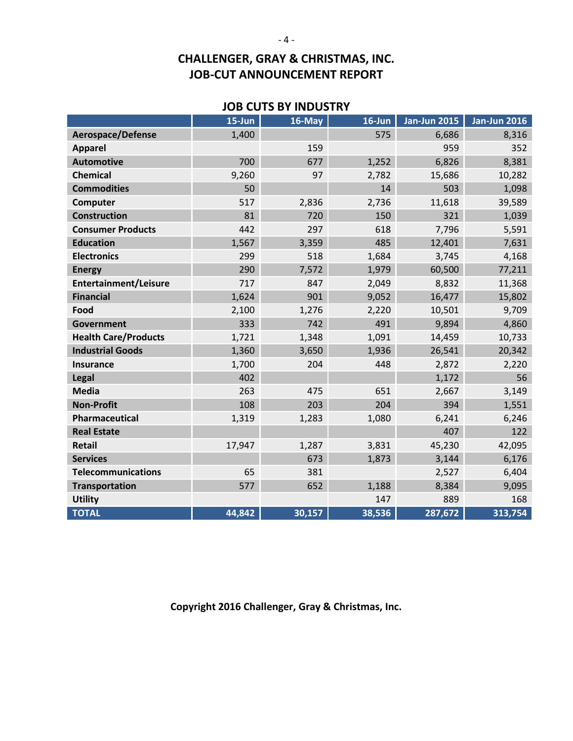# CHALLENGER, GRAY & CHRISTMAS, INC.
# JOB-CUT ANNOUNCEMENT REPORT

## JOB CUTS BY INDUSTRY

| | 15-Jun | 16-May | 16-Jun | Jan-Jun 2015 | Jan-Jun 2016 |
|---|---|---|---|---|---|
| **Aerospace/Defense** | 1,400 | | 575 | 6,686 | 8,316 |
| **Apparel** | | 159 | | 959 | 352 |
| **Automotive** | 700 | 677 | 1,252 | 6,826 | 8,381 |
| **Chemical** | 9,260 | 97 | 2,782 | 15,686 | 10,282 |
| **Commodities** | 50 | | 14 | 503 | 1,098 |
| **Computer** | 517 | 2,836 | 2,736 | 11,618 | 39,589 |
| **Construction** | 81 | 720 | 150 | 321 | 1,039 |
| **Consumer Products** | 442 | 297 | 618 | 7,796 | 5,591 |
| **Education** | 1,567 | 3,359 | 485 | 12,401 | 7,631 |
| **Electronics** | 299 | 518 | 1,684 | 3,745 | 4,168 |
| **Energy** | 290 | 7,572 | 1,979 | 60,500 | 77,211 |
| **Entertainment/Leisure** | 717 | 847 | 2,049 | 8,832 | 11,368 |
| **Financial** | 1,624 | 901 | 9,052 | 16,477 | 15,802 |
| **Food** | 2,100 | 1,276 | 2,220 | 10,501 | 9,709 |
| **Government** | 333 | 742 | 491 | 9,894 | 4,860 |
| **Health Care/Products** | 1,721 | 1,348 | 1,091 | 14,459 | 10,733 |
| **Industrial Goods** | 1,360 | 3,650 | 1,936 | 26,541 | 20,342 |
| **Insurance** | 1,700 | 204 | 448 | 2,872 | 2,220 |
| **Legal** | 402 | | | 1,172 | 56 |
| **Media** | 263 | 475 | 651 | 2,667 | 3,149 |
| **Non-Profit** | 108 | 203 | 204 | 394 | 1,551 |
| **Pharmaceutical** | 1,319 | 1,283 | 1,080 | 6,241 | 6,246 |
| **Real Estate** | | | | 407 | 122 |
| **Retail** | 17,947 | 1,287 | 3,831 | 45,230 | 42,095 |
| **Services** | | 673 | 1,873 | 3,144 | 6,176 |
| **Telecommunications** | 65 | 381 | | 2,527 | 6,404 |
| **Transportation** | 577 | 652 | 1,188 | 8,384 | 9,095 |
| **Utility** | | | 147 | 889 | 168 |
| **TOTAL** | **44,842** | **30,157** | **38,536** | **287,672** | **313,754** |

**Copyright 2016 Challenger, Gray & Christmas, Inc.**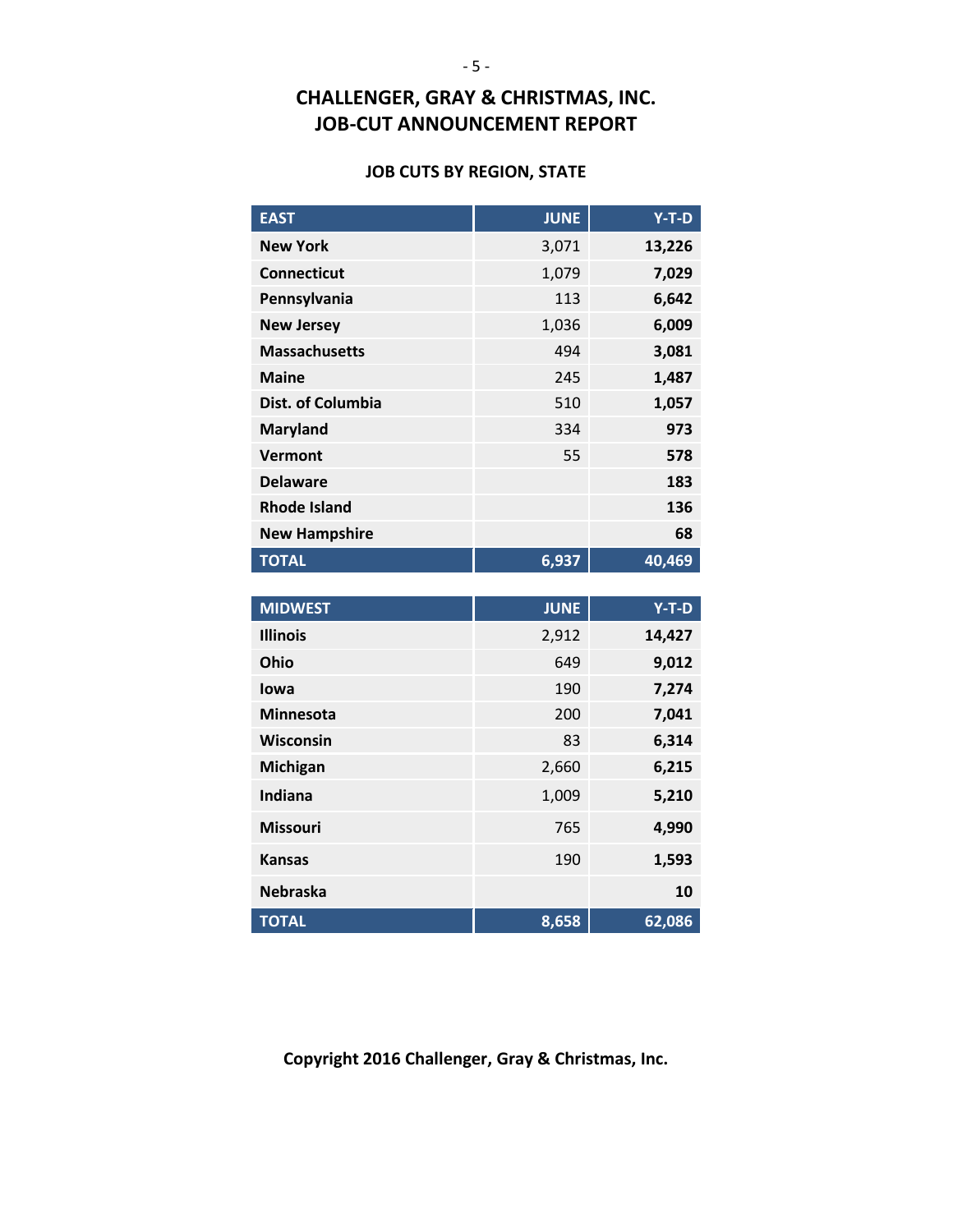# CHALLENGER, GRAY & CHRISTMAS, INC.
# JOB-CUT ANNOUNCEMENT REPORT

### JOB CUTS BY REGION, STATE

| EAST | JUNE | Y-T-D |
|---|---|---|
| New York | 3,071 | **13,226** |
| Connecticut | 1,079 | **7,029** |
| Pennsylvania | 113 | **6,642** |
| New Jersey | 1,036 | **6,009** |
| Massachusetts | 494 | **3,081** |
| Maine | 245 | **1,487** |
| Dist. of Columbia | 510 | **1,057** |
| Maryland | 334 | **973** |
| Vermont | 55 | **578** |
| Delaware | | **183** |
| Rhode Island | | **136** |
| New Hampshire | | **68** |
| **TOTAL** | **6,937** | **40,469** |

| MIDWEST | JUNE | Y-T-D |
|---|---|---|
| Illinois | 2,912 | **14,427** |
| Ohio | 649 | **9,012** |
| Iowa | 190 | **7,274** |
| Minnesota | 200 | **7,041** |
| Wisconsin | 83 | **6,314** |
| Michigan | 2,660 | **6,215** |
| Indiana | 1,009 | **5,210** |
| Missouri | 765 | **4,990** |
| Kansas | 190 | **1,593** |
| Nebraska | | **10** |
| **TOTAL** | **8,658** | **62,086** |

**Copyright 2016 Challenger, Gray & Christmas, Inc.**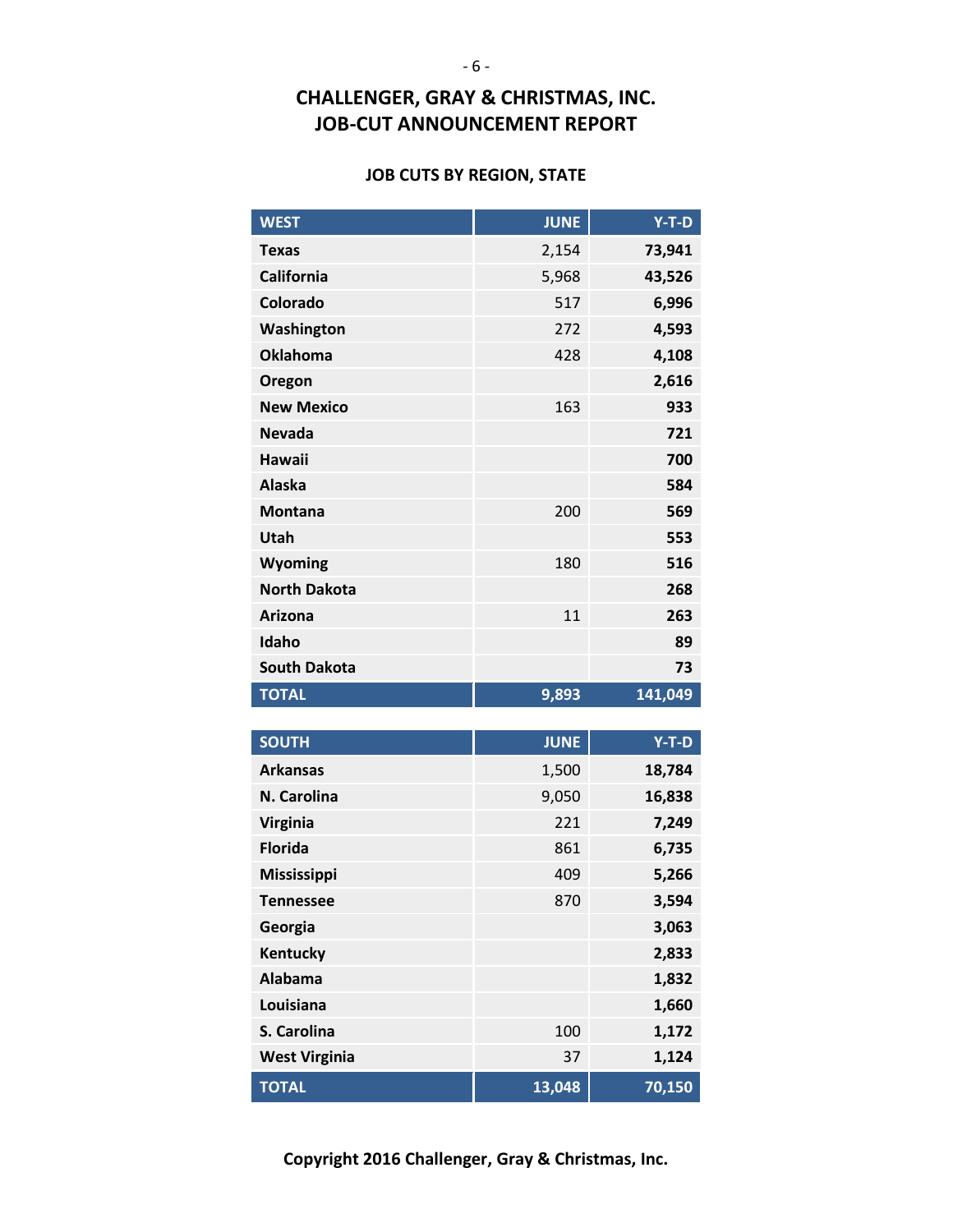# CHALLENGER, GRAY & CHRISTMAS, INC.
# JOB-CUT ANNOUNCEMENT REPORT

### JOB CUTS BY REGION, STATE

| WEST | JUNE | Y-T-D |
|---|---|---|
| **Texas** | 2,154 | **73,941** |
| **California** | 5,968 | **43,526** |
| **Colorado** | 517 | **6,996** |
| **Washington** | 272 | **4,593** |
| **Oklahoma** | 428 | **4,108** |
| **Oregon** | | **2,616** |
| **New Mexico** | 163 | **933** |
| **Nevada** | | **721** |
| **Hawaii** | | **700** |
| **Alaska** | | **584** |
| **Montana** | 200 | **569** |
| **Utah** | | **553** |
| **Wyoming** | 180 | **516** |
| **North Dakota** | | **268** |
| **Arizona** | 11 | **263** |
| **Idaho** | | **89** |
| **South Dakota** | | **73** |
| **TOTAL** | **9,893** | **141,049** |

| SOUTH | JUNE | Y-T-D |
|---|---|---|
| **Arkansas** | 1,500 | **18,784** |
| **N. Carolina** | 9,050 | **16,838** |
| **Virginia** | 221 | **7,249** |
| **Florida** | 861 | **6,735** |
| **Mississippi** | 409 | **5,266** |
| **Tennessee** | 870 | **3,594** |
| **Georgia** | | **3,063** |
| **Kentucky** | | **2,833** |
| **Alabama** | | **1,832** |
| **Louisiana** | | **1,660** |
| **S. Carolina** | 100 | **1,172** |
| **West Virginia** | 37 | **1,124** |
| **TOTAL** | **13,048** | **70,150** |

**Copyright 2016 Challenger, Gray & Christmas, Inc.**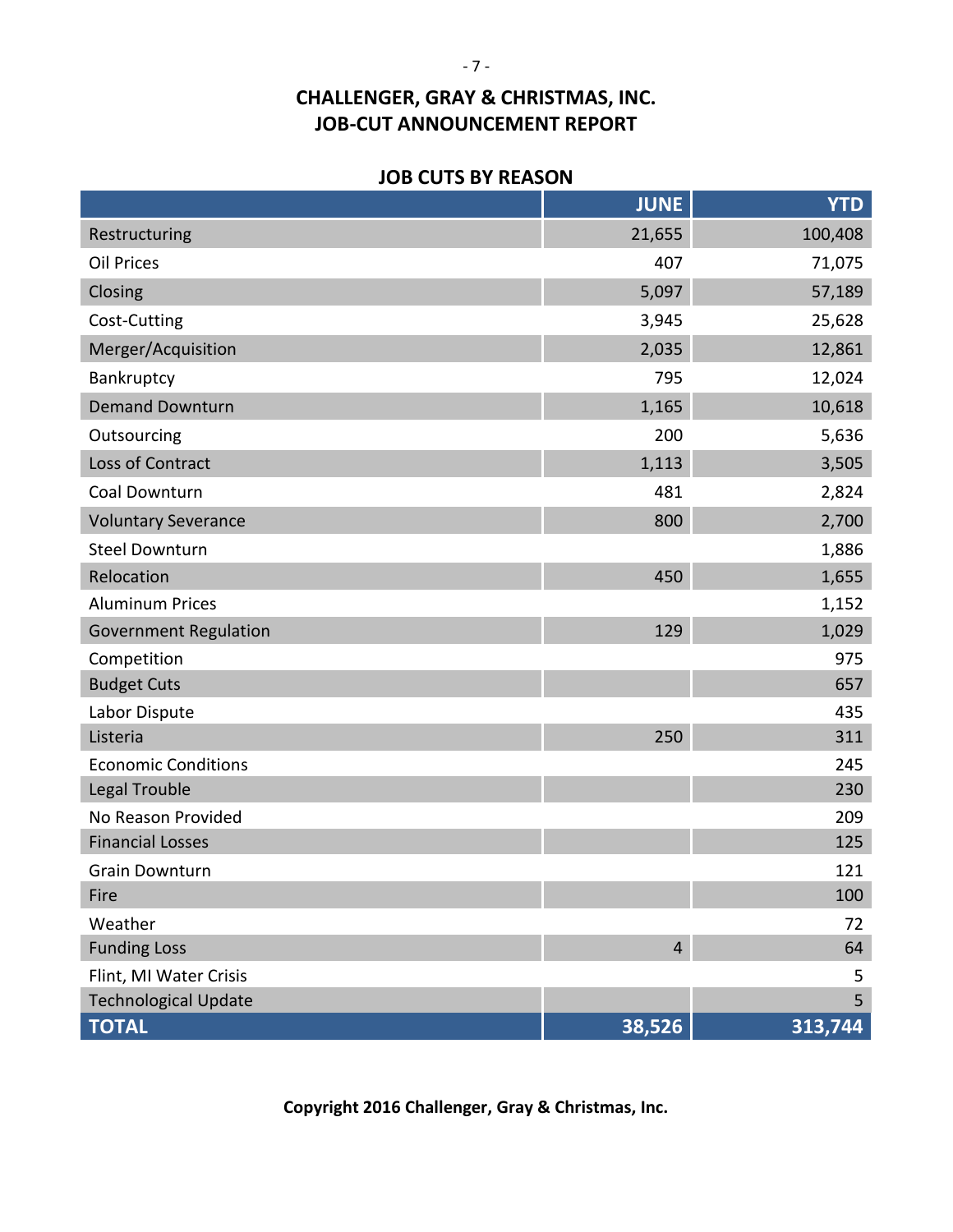# CHALLENGER, GRAY & CHRISTMAS, INC.
# JOB-CUT ANNOUNCEMENT REPORT

## JOB CUTS BY REASON

| | JUNE | YTD |
|---|---|---|
| Restructuring | 21,655 | 100,408 |
| Oil Prices | 407 | 71,075 |
| Closing | 5,097 | 57,189 |
| Cost-Cutting | 3,945 | 25,628 |
| Merger/Acquisition | 2,035 | 12,861 |
| Bankruptcy | 795 | 12,024 |
| Demand Downturn | 1,165 | 10,618 |
| Outsourcing | 200 | 5,636 |
| Loss of Contract | 1,113 | 3,505 |
| Coal Downturn | 481 | 2,824 |
| Voluntary Severance | 800 | 2,700 |
| Steel Downturn | | 1,886 |
| Relocation | 450 | 1,655 |
| Aluminum Prices | | 1,152 |
| Government Regulation | 129 | 1,029 |
| Competition | | 975 |
| Budget Cuts | | 657 |
| Labor Dispute | | 435 |
| Listeria | 250 | 311 |
| Economic Conditions | | 245 |
| Legal Trouble | | 230 |
| No Reason Provided | | 209 |
| Financial Losses | | 125 |
| Grain Downturn | | 121 |
| Fire | | 100 |
| Weather | | 72 |
| Funding Loss | 4 | 64 |
| Flint, MI Water Crisis | | 5 |
| Technological Update | | 5 |
| **TOTAL** | **38,526** | **313,744** |

**Copyright 2016 Challenger, Gray & Christmas, Inc.**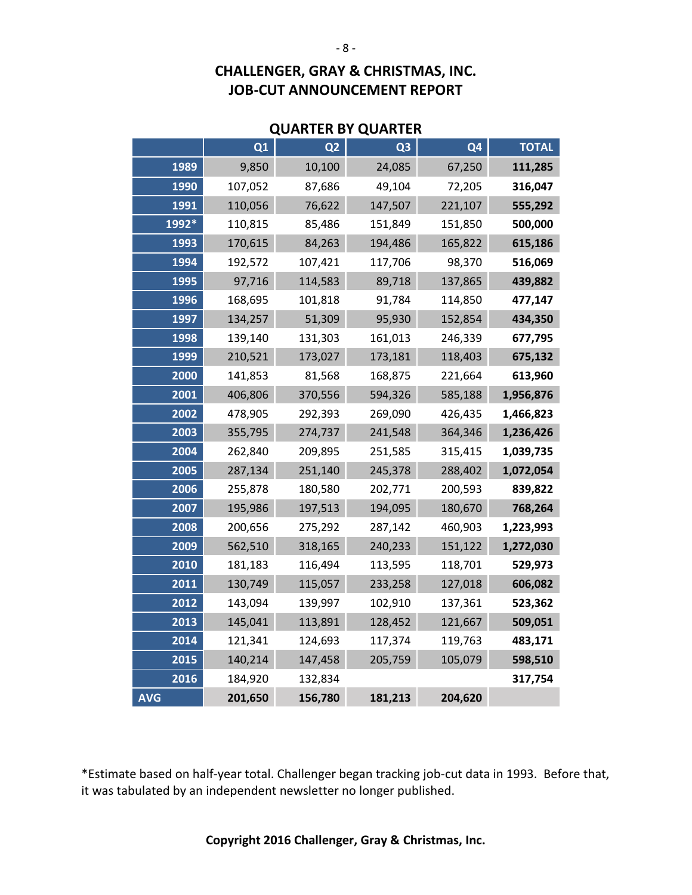# CHALLENGER, GRAY & CHRISTMAS, INC.
# JOB-CUT ANNOUNCEMENT REPORT

## QUARTER BY QUARTER

| | Q1 | Q2 | Q3 | Q4 | TOTAL |
|---|---|---|---|---|---|
| 1989 | 9,850 | 10,100 | 24,085 | 67,250 | **111,285** |
| 1990 | 107,052 | 87,686 | 49,104 | 72,205 | **316,047** |
| 1991 | 110,056 | 76,622 | 147,507 | 221,107 | **555,292** |
| 1992* | 110,815 | 85,486 | 151,849 | 151,850 | **500,000** |
| 1993 | 170,615 | 84,263 | 194,486 | 165,822 | **615,186** |
| 1994 | 192,572 | 107,421 | 117,706 | 98,370 | **516,069** |
| 1995 | 97,716 | 114,583 | 89,718 | 137,865 | **439,882** |
| 1996 | 168,695 | 101,818 | 91,784 | 114,850 | **477,147** |
| 1997 | 134,257 | 51,309 | 95,930 | 152,854 | **434,350** |
| 1998 | 139,140 | 131,303 | 161,013 | 246,339 | **677,795** |
| 1999 | 210,521 | 173,027 | 173,181 | 118,403 | **675,132** |
| 2000 | 141,853 | 81,568 | 168,875 | 221,664 | **613,960** |
| 2001 | 406,806 | 370,556 | 594,326 | 585,188 | **1,956,876** |
| 2002 | 478,905 | 292,393 | 269,090 | 426,435 | **1,466,823** |
| 2003 | 355,795 | 274,737 | 241,548 | 364,346 | **1,236,426** |
| 2004 | 262,840 | 209,895 | 251,585 | 315,415 | **1,039,735** |
| 2005 | 287,134 | 251,140 | 245,378 | 288,402 | **1,072,054** |
| 2006 | 255,878 | 180,580 | 202,771 | 200,593 | **839,822** |
| 2007 | 195,986 | 197,513 | 194,095 | 180,670 | **768,264** |
| 2008 | 200,656 | 275,292 | 287,142 | 460,903 | **1,223,993** |
| 2009 | 562,510 | 318,165 | 240,233 | 151,122 | **1,272,030** |
| 2010 | 181,183 | 116,494 | 113,595 | 118,701 | **529,973** |
| 2011 | 130,749 | 115,057 | 233,258 | 127,018 | **606,082** |
| 2012 | 143,094 | 139,997 | 102,910 | 137,361 | **523,362** |
| 2013 | 145,041 | 113,891 | 128,452 | 121,667 | **509,051** |
| 2014 | 121,341 | 124,693 | 117,374 | 119,763 | **483,171** |
| 2015 | 140,214 | 147,458 | 205,759 | 105,079 | **598,510** |
| 2016 | 184,920 | 132,834 | | | **317,754** |
| AVG | **201,650** | **156,780** | **181,213** | **204,620** | |

*Estimate based on half-year total. Challenger began tracking job-cut data in 1993. Before that, it was tabulated by an independent newsletter no longer published.

**Copyright 2016 Challenger, Gray & Christmas, Inc.**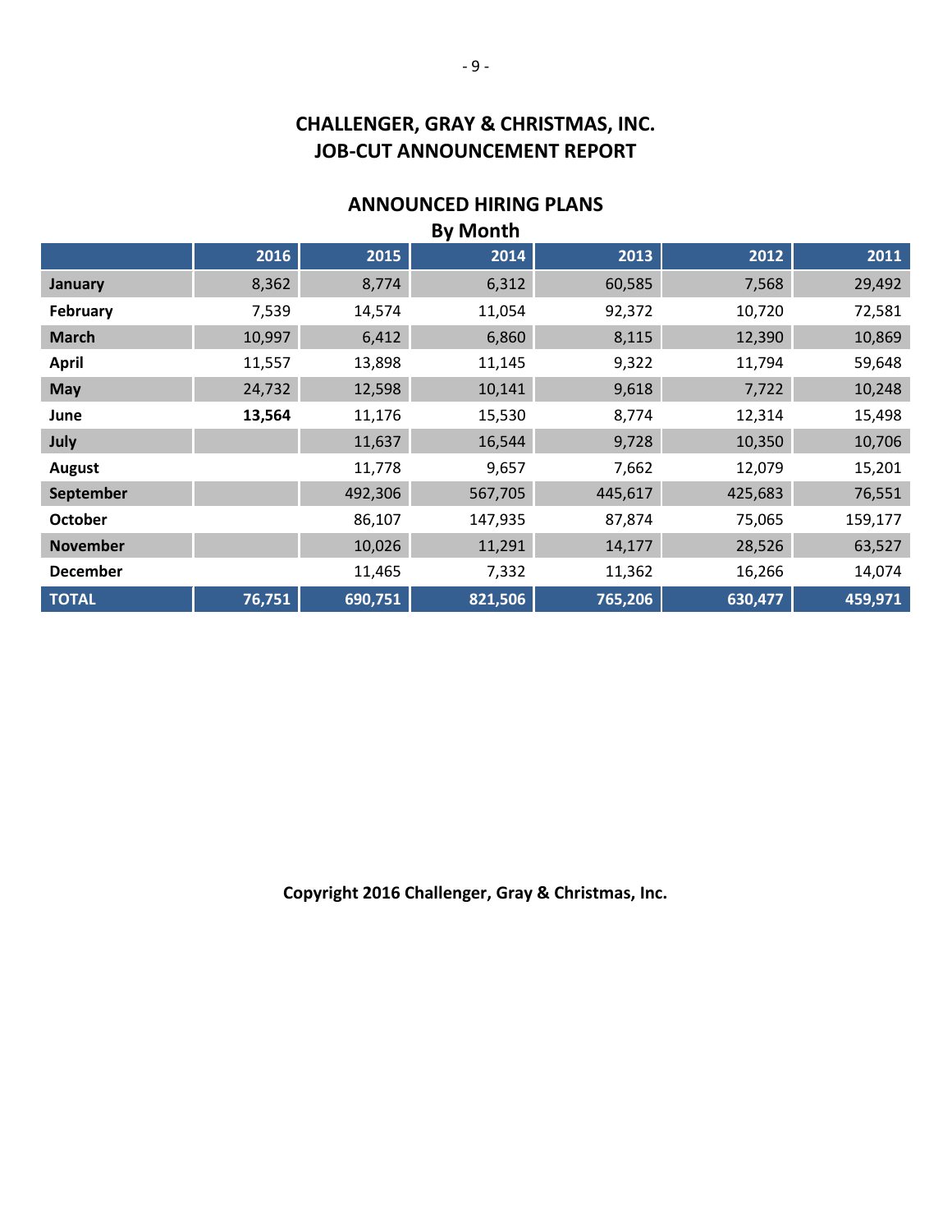# CHALLENGER, GRAY & CHRISTMAS, INC.
# JOB-CUT ANNOUNCEMENT REPORT

## ANNOUNCED HIRING PLANS
### By Month

| | 2016 | 2015 | 2014 | 2013 | 2012 | 2011 |
|---|---|---|---|---|---|---|
| **January** | 8,362 | 8,774 | 6,312 | 60,585 | 7,568 | 29,492 |
| **February** | 7,539 | 14,574 | 11,054 | 92,372 | 10,720 | 72,581 |
| **March** | 10,997 | 6,412 | 6,860 | 8,115 | 12,390 | 10,869 |
| **April** | 11,557 | 13,898 | 11,145 | 9,322 | 11,794 | 59,648 |
| **May** | 24,732 | 12,598 | 10,141 | 9,618 | 7,722 | 10,248 |
| **June** | **13,564** | 11,176 | 15,530 | 8,774 | 12,314 | 15,498 |
| **July** | | 11,637 | 16,544 | 9,728 | 10,350 | 10,706 |
| **August** | | 11,778 | 9,657 | 7,662 | 12,079 | 15,201 |
| **September** | | 492,306 | 567,705 | 445,617 | 425,683 | 76,551 |
| **October** | | 86,107 | 147,935 | 87,874 | 75,065 | 159,177 |
| **November** | | 10,026 | 11,291 | 14,177 | 28,526 | 63,527 |
| **December** | | 11,465 | 7,332 | 11,362 | 16,266 | 14,074 |
| **TOTAL** | **76,751** | **690,751** | **821,506** | **765,206** | **630,477** | **459,971** |

**Copyright 2016 Challenger, Gray & Christmas, Inc.**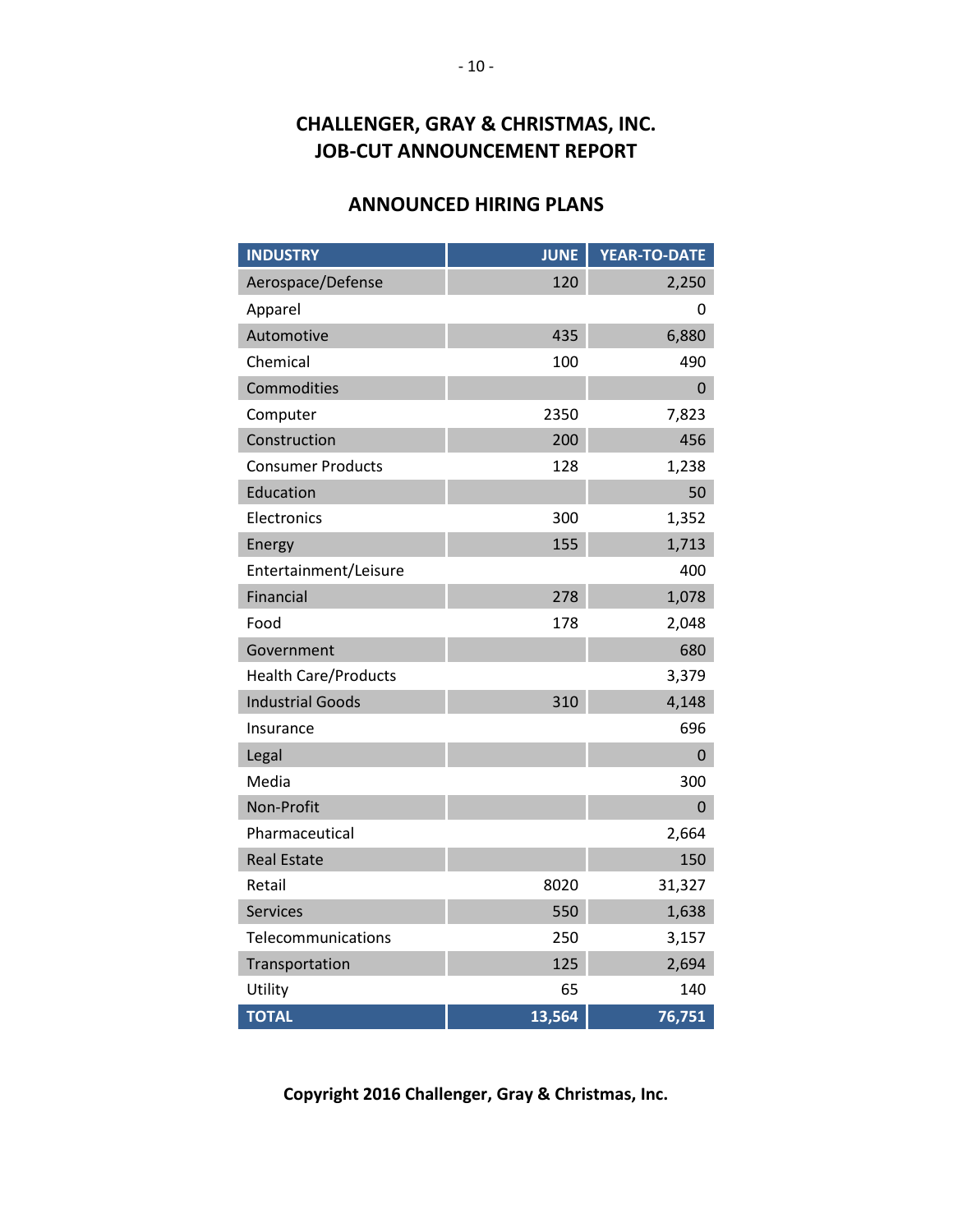# CHALLENGER, GRAY & CHRISTMAS, INC.
# JOB-CUT ANNOUNCEMENT REPORT

## ANNOUNCED HIRING PLANS

| INDUSTRY | JUNE | YEAR-TO-DATE |
|---|---:|---:|
| Aerospace/Defense | 120 | 2,250 |
| Apparel | | 0 |
| Automotive | 435 | 6,880 |
| Chemical | 100 | 490 |
| Commodities | | 0 |
| Computer | 2350 | 7,823 |
| Construction | 200 | 456 |
| Consumer Products | 128 | 1,238 |
| Education | | 50 |
| Electronics | 300 | 1,352 |
| Energy | 155 | 1,713 |
| Entertainment/Leisure | | 400 |
| Financial | 278 | 1,078 |
| Food | 178 | 2,048 |
| Government | | 680 |
| Health Care/Products | | 3,379 |
| Industrial Goods | 310 | 4,148 |
| Insurance | | 696 |
| Legal | | 0 |
| Media | | 300 |
| Non-Profit | | 0 |
| Pharmaceutical | | 2,664 |
| Real Estate | | 150 |
| Retail | 8020 | 31,327 |
| Services | 550 | 1,638 |
| Telecommunications | 250 | 3,157 |
| Transportation | 125 | 2,694 |
| Utility | 65 | 140 |
| **TOTAL** | **13,564** | **76,751** |

**Copyright 2016 Challenger, Gray & Christmas, Inc.**